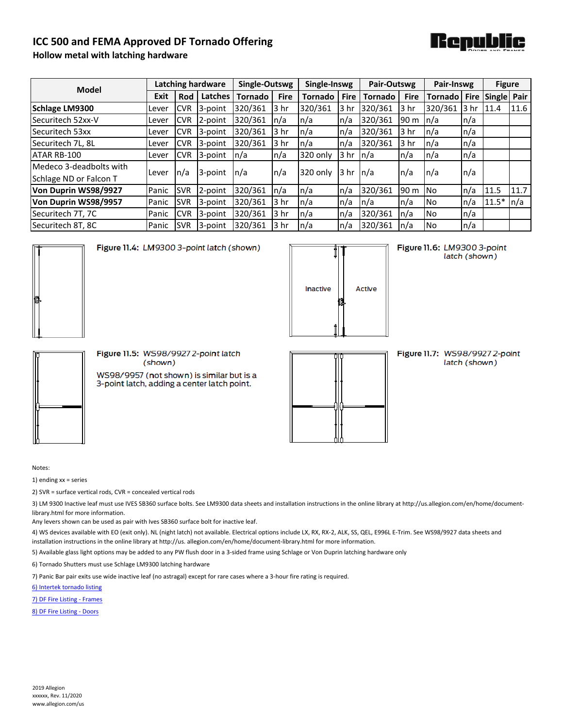# ICC 500 and FEMA Approved DF Tornado Offering

## Hollow metal with latching hardware

| Model | Latching hardware | | | Single-Outswg | | Single-Inswg | | Pair-Outswg | | Pair-Inswg | | Figure | |
|---|---|---|---|---|---|---|---|---|---|---|---|---|---|
| | Exit | Rod | Latches | Tornado | Fire | Tornado | Fire | Tornado | Fire | Tornado | Fire | Single | Pair |
| **Schlage LM9300** | Lever | CVR | 3-point | 320/361 | 3 hr | 320/361 | 3 hr | 320/361 | 3 hr | 320/361 | 3 hr | 11.4 | 11.6 |
| Securitech 52xx-V | Lever | CVR | 2-point | 320/361 | n/a | n/a | n/a | 320/361 | 90 m | n/a | n/a | | |
| Securitech 53xx | Lever | CVR | 3-point | 320/361 | 3 hr | n/a | n/a | 320/361 | 3 hr | n/a | n/a | | |
| Securitech 7L, 8L | Lever | CVR | 3-point | 320/361 | 3 hr | n/a | n/a | 320/361 | 3 hr | n/a | n/a | | |
| ATAR RB-100 | Lever | CVR | 3-point | n/a | n/a | 320 only | 3 hr | n/a | n/a | n/a | n/a | | |
| Medeco 3-deadbolts with Schlage ND or Falcon T | Lever | n/a | 3-point | n/a | n/a | 320 only | 3 hr | n/a | n/a | n/a | n/a | | |
| **Von Duprin WS98/9927** | Panic | SVR | 2-point | 320/361 | n/a | n/a | n/a | 320/361 | 90 m | No | n/a | 11.5 | 11.7 |
| **Von Duprin WS98/9957** | Panic | SVR | 3-point | 320/361 | 3 hr | n/a | n/a | n/a | n/a | No | n/a | 11.5* | n/a |
| Securitech 7T, 7C | Panic | CVR | 3-point | 320/361 | 3 hr | n/a | n/a | 320/361 | n/a | No | n/a | | |
| Securitech 8T, 8C | Panic | SVR | 3-point | 320/361 | 3 hr | n/a | n/a | 320/361 | n/a | No | n/a | | |

**Figure 11.4:** *LM9300 3-point latch (shown)*

**Figure 11.6:** *LM9300 3-point latch (shown)*

Inactive Active

**Figure 11.5:** *WS98/9927 2-point latch (shown)*

WS98/9957 (not shown) is similar but is a 3-point latch, adding a center latch point.

**Figure 11.7:** *WS98/9927 2-point latch (shown)*

Notes:

1) ending xx = series

2) SVR = surface vertical rods, CVR = concealed vertical rods

3) LM 9300 Inactive leaf must use IVES SB360 surface bolts. See LM9300 data sheets and installation instructions in the online library at http://us.allegion.com/en/home/document-library.html for more information.
Any levers shown can be used as pair with Ives SB360 surface bolt for inactive leaf.

4) WS devices available with EO (exit only). NL (night latch) not available. Electrical options include LX, RX, RX-2, ALK, SS, QEL, E996L E-Trim. See WS98/9927 data sheets and installation instructions in the online library at http://us. allegion.com/en/home/document-library.html for more information.

5) Available glass light options may be added to any PW flush door in a 3-sided frame using Schlage or Von Duprin latching hardware only

6) Tornado Shutters must use Schlage LM9300 latching hardware

7) Panic Bar pair exits use wide inactive leaf (no astragal) except for rare cases where a 3-hour fire rating is required.

6) Intertek tornado listing

7) DF Fire Listing - Frames

8) DF Fire Listing - Doors

2019 Allegion
xxxxxx, Rev. 11/2020
www.allegion.com/us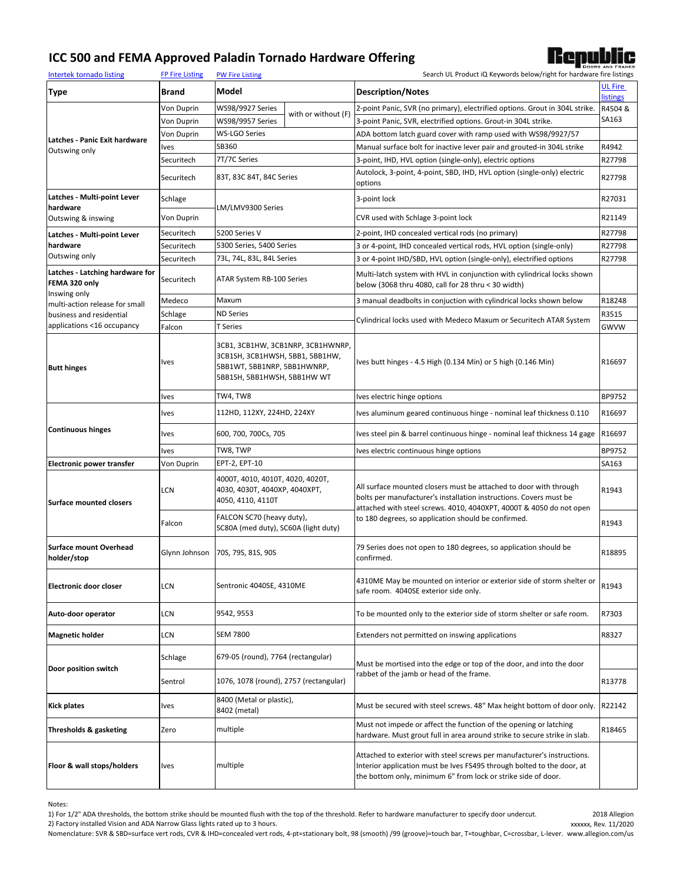# ICC 500 and FEMA Approved Paladin Tornado Hardware Offering

Intertek tornado listing | FP Fire Listing | PW Fire Listing | Search UL Product iQ Keywords below/right for hardware fire listings

| Type | Brand | Model | | Description/Notes | UL Fire listings |
|---|---|---|---|---|---|
| **Latches - Panic Exit hardware** Outswing only | Von Duprin | WS98/9927 Series | with or without (F) | 2-point Panic, SVR (no primary), electrified options. Grout in 304L strike. | R4504 & SA163 |
| | Von Duprin | WS98/9957 Series | | 3-point Panic, SVR, electrified options. Grout-in 304L strike. | |
| | Von Duprin | WS-LGO Series | | ADA bottom latch guard cover with ramp used with WS98/9927/57 | |
| | Ives | SB360 | | Manual surface bolt for inactive lever pair and grouted-in 304L strike | R4942 |
| | Securitech | 7T/7C Series | | 3-point, IHD, HVL option (single-only), electric options | R27798 |
| | Securitech | 83T, 83C 84T, 84C Series | | Autolock, 3-point, 4-point, SBD, IHD, HVL option (single-only) electric options | R27798 |
| **Latches - Multi-point Lever hardware** Outswing & inswing | Schlage | LM/LMV9300 Series | | 3-point lock | R27031 |
| | Von Duprin | | | CVR used with Schlage 3-point lock | R21149 |
| **Latches - Multi-point Lever hardware** Outswing only | Securitech | 5200 Series V | | 2-point, IHD concealed vertical rods (no primary) | R27798 |
| | Securitech | 5300 Series, 5400 Series | | 3 or 4-point, IHD concealed vertical rods, HVL option (single-only) | R27798 |
| | Securitech | 73L, 74L, 83L, 84L Series | | 3 or 4-point IHD/SBD, HVL option (single-only), electrified options | R27798 |
| **Latches - Latching hardware for FEMA 320 only** Inswing only multi-action release for small business and residential applications <16 occupancy | Securitech | ATAR System RB-100 Series | | Multi-latch system with HVL in conjunction with cylindrical locks shown below (3068 thru 4080, call for 28 thru < 30 width) | |
| | Medeco | Maxum | | 3 manual deadbolts in conjuction with cylindrical locks shown below | R18248 |
| | Schlage | ND Series | | Cylindrical locks used with Medeco Maxum or Securitech ATAR System | R3515 |
| | Falcon | T Series | | | GWVW |
| **Butt hinges** | Ives | 3CB1, 3CB1HW, 3CB1NRP, 3CB1HWNRP, 3CB1SH, 3CB1HWSH, 5BB1, 5BB1HW, 5BB1WT, 5BB1NRP, 5BB1HWNRP, 5BB1SH, 5BB1HWSH, 5BB1HW WT | | Ives butt hinges - 4.5 High (0.134 Min) or 5 high (0.146 Min) | R16697 |
| | Ives | TW4, TW8 | | Ives electric hinge options | BP9752 |
| **Continuous hinges** | Ives | 112HD, 112XY, 224HD, 224XY | | Ives aluminum geared continuous hinge - nominal leaf thickness 0.110 | R16697 |
| | Ives | 600, 700, 700Cs, 705 | | Ives steel pin & barrel continuous hinge - nominal leaf thickness 14 gage | R16697 |
| | Ives | TW8, TWP | | Ives electric continuous hinge options | BP9752 |
| **Electronic power transfer** | Von Duprin | EPT-2, EPT-10 | | | SA163 |
| **Surface mounted closers** | LCN | 4000T, 4010, 4010T, 4020, 4020T, 4030, 4030T, 4040XP, 4040XPT, 4050, 4110, 4110T | | All surface mounted closers must be attached to door with through bolts per manufacturer's installation instructions. Covers must be attached with steel screws. 4010, 4040XPT, 4000T & 4050 do not open to 180 degrees, so application should be confirmed. | R1943 |
| | Falcon | FALCON SC70 (heavy duty), SC80A (med duty), SC60A (light duty) | | | R1943 |
| **Surface mount Overhead holder/stop** | Glynn Johnson | 70S, 79S, 81S, 90S | | 79 Series does not open to 180 degrees, so application should be confirmed. | R18895 |
| **Electronic door closer** | LCN | Sentronic 4040SE, 4310ME | | 4310ME May be mounted on interior or exterior side of storm shelter or safe room. 4040SE exterior side only. | R1943 |
| **Auto-door operator** | LCN | 9542, 9553 | | To be mounted only to the exterior side of storm shelter or safe room. | R7303 |
| **Magnetic holder** | LCN | SEM 7800 | | Extenders not permitted on inswing applications | R8327 |
| **Door position switch** | Schlage | 679-05 (round), 7764 (rectangular) | | Must be mortised into the edge or top of the door, and into the door rabbet of the jamb or head of the frame. | |
| | Sentrol | 1076, 1078 (round), 2757 (rectangular) | | | R13778 |
| **Kick plates** | Ives | 8400 (Metal or plastic), 8402 (metal) | | Must be secured with steel screws. 48" Max height bottom of door only. | R22142 |
| **Thresholds & gasketing** | Zero | multiple | | Must not impede or affect the function of the opening or latching hardware. Must grout full in area around strike to secure strike in slab. | R18465 |
| **Floor & wall stops/holders** | Ives | multiple | | Attached to exterior with steel screws per manufacturer's instructions. Interior application must be Ives FS495 through bolted to the door, at the bottom only, minimum 6" from lock or strike side of door. | |

Notes:

1) For 1/2" ADA thresholds, the bottom strike should be mounted flush with the top of the threshold. Refer to hardware manufacturer to specify door undercut.

2) Factory installed Vision and ADA Narrow Glass lights rated up to 3 hours.

Nomenclature: SVR & SBD=surface vert rods, CVR & IHD=concealed vert rods, 4-pt=stationary bolt, 98 (smooth) /99 (groove)=touch bar, T=toughbar, C=crossbar, L-lever. www.allegion.com/us

2018 Allegion
xxxxxx, Rev. 11/2020